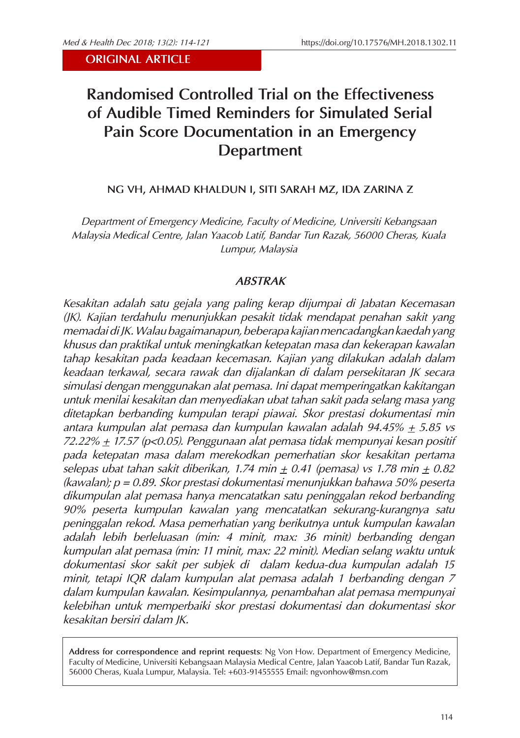ORIGINAL ARTICLE

# Randomised Controlled Trial on the Effectiveness of Audible Timed Reminders for Simulated Serial Pain Score Documentation in an Emergency Department

**NG VH, AHMAD KHALDUN I, SITI SARAH MZ, IDA ZARINA Z**

*Department of Emergency Medicine, Faculty of Medicine, Universiti Kebangsaan Malaysia Medical Centre, Jalan Yaacob Latif, Bandar Tun Razak, 56000 Cheras, Kuala Lumpur, Malaysia*

## *ABSTRAK*

*Kesakitan adalah satu gejala yang paling kerap dijumpai di Jabatan Kecemasan (JK). Kajian terdahulu menunjukkan pesakit tidak mendapat penahan sakit yang memadai di JK. Walau bagaimanapun, beberapa kajian mencadangkan kaedah yang khusus dan praktikal untuk meningkatkan ketepatan masa dan kekerapan kawalan tahap kesakitan pada keadaan kecemasan. Kajian yang dilakukan adalah dalam keadaan terkawal, secara rawak dan dijalankan di dalam persekitaran JK secara simulasi dengan menggunakan alat pemasa. Ini dapat memperingatkan kakitangan untuk menilai kesakitan dan menyediakan ubat tahan sakit pada selang masa yang ditetapkan berbanding kumpulan terapi piawai. Skor prestasi dokumentasi min antara kumpulan alat pemasa dan kumpulan kawalan adalah 94.45% ± 5.85 vs 72.22% ± 17.57 ($p<0.05$). Penggunaan alat pemasa tidak mempunyai kesan positif pada ketepatan masa dalam merekodkan pemerhatian skor kesakitan pertama selepas ubat tahan sakit diberikan, 1.74 min ± 0.41 (pemasa) vs 1.78 min ± 0.82 (kawalan); $p = 0.89$. Skor prestasi dokumentasi menunjukkan bahawa 50% peserta dikumpulan alat pemasa hanya mencatatkan satu peninggalan rekod berbanding 90% peserta kumpulan kawalan yang mencatatkan sekurang-kurangnya satu peninggalan rekod. Masa pemerhatian yang berikutnya untuk kumpulan kawalan adalah lebih berleluasan (min: 4 minit, max: 36 minit) berbanding dengan kumpulan alat pemasa (min: 11 minit, max: 22 minit). Median selang waktu untuk dokumentasi skor sakit per subjek di dalam kedua-dua kumpulan adalah 15 minit, tetapi IQR dalam kumpulan alat pemasa adalah 1 berbanding dengan 7 dalam kumpulan kawalan. Kesimpulannya, penambahan alat pemasa mempunyai kelebihan untuk memperbaiki skor prestasi dokumentasi dan dokumentasi skor kesakitan bersiri dalam JK.*

**Address for correspondence and reprint requests**: Ng Von How. Department of Emergency Medicine, Faculty of Medicine, Universiti Kebangsaan Malaysia Medical Centre, Jalan Yaacob Latif, Bandar Tun Razak, 56000 Cheras, Kuala Lumpur, Malaysia. Tel: +603-91455555 Email: ngvonhow@msn.com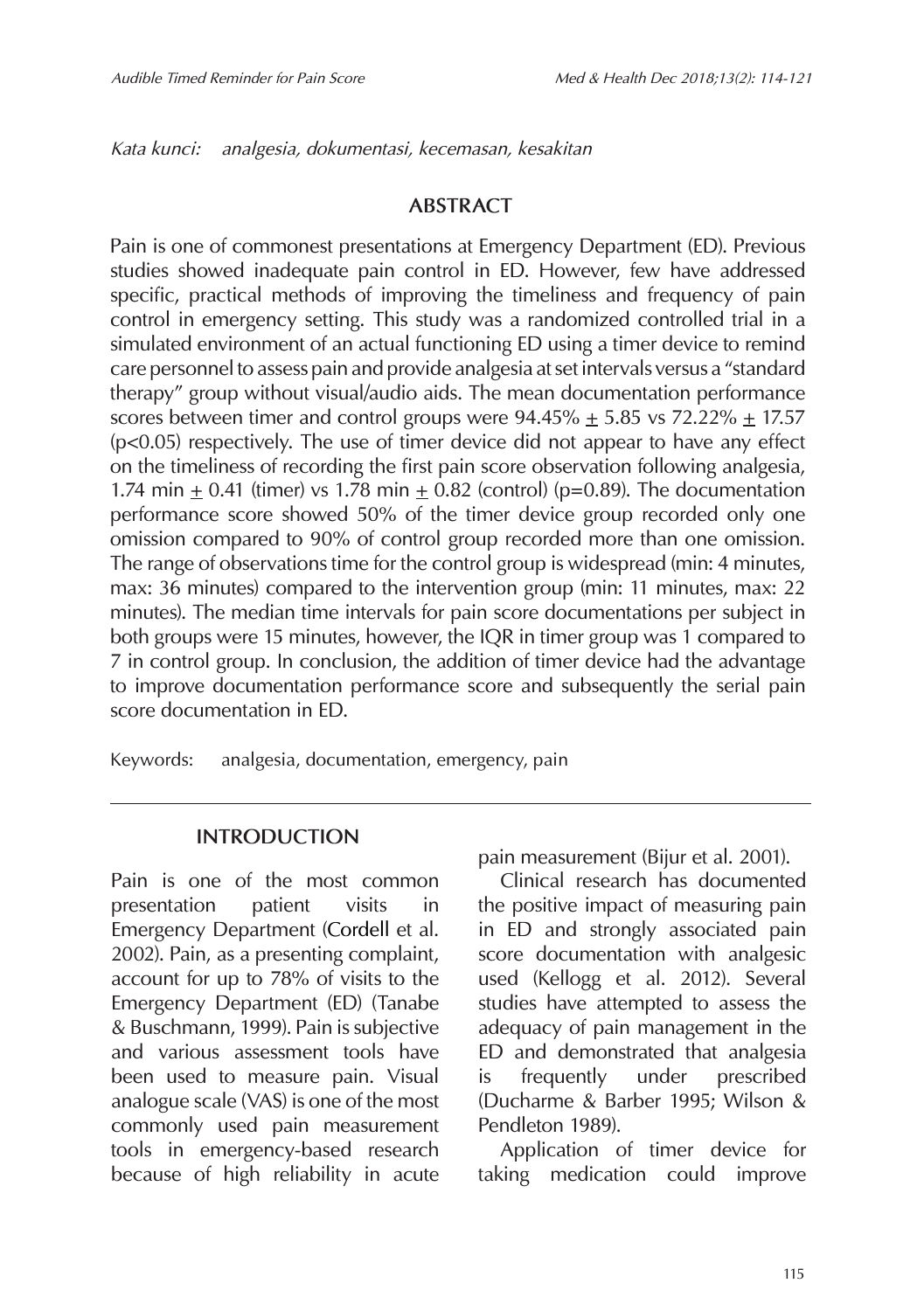*Kata kunci: analgesia, dokumentasi, kecemasan, kesakitan*

## ABSTRACT

Pain is one of commonest presentations at Emergency Department (ED). Previous studies showed inadequate pain control in ED. However, few have addressed specific, practical methods of improving the timeliness and frequency of pain control in emergency setting. This study was a randomized controlled trial in a simulated environment of an actual functioning ED using a timer device to remind care personnel to assess pain and provide analgesia at set intervals versus a "standard therapy" group without visual/audio aids. The mean documentation performance scores between timer and control groups were 94.45% $\pm$ 5.85 vs 72.22% $\pm$ 17.57 ($p<0.05$) respectively. The use of timer device did not appear to have any effect on the timeliness of recording the first pain score observation following analgesia, 1.74 min $\pm$ 0.41 (timer) vs 1.78 min $\pm$ 0.82 (control) ($p=0.89$). The documentation performance score showed 50% of the timer device group recorded only one omission compared to 90% of control group recorded more than one omission. The range of observations time for the control group is widespread (min: 4 minutes, max: 36 minutes) compared to the intervention group (min: 11 minutes, max: 22 minutes). The median time intervals for pain score documentations per subject in both groups were 15 minutes, however, the IQR in timer group was 1 compared to 7 in control group. In conclusion, the addition of timer device had the advantage to improve documentation performance score and subsequently the serial pain score documentation in ED.

Keywords: analgesia, documentation, emergency, pain

## INTRODUCTION

Pain is one of the most common presentation patient visits in Emergency Department (Cordell et al. 2002). Pain, as a presenting complaint, account for up to 78% of visits to the Emergency Department (ED) (Tanabe & Buschmann, 1999). Pain is subjective and various assessment tools have been used to measure pain. Visual analogue scale (VAS) is one of the most commonly used pain measurement tools in emergency-based research because of high reliability in acute pain measurement (Bijur et al. 2001).

Clinical research has documented the positive impact of measuring pain in ED and strongly associated pain score documentation with analgesic used (Kellogg et al. 2012). Several studies have attempted to assess the adequacy of pain management in the ED and demonstrated that analgesia is frequently under prescribed (Ducharme & Barber 1995; Wilson & Pendleton 1989).

Application of timer device for taking medication could improve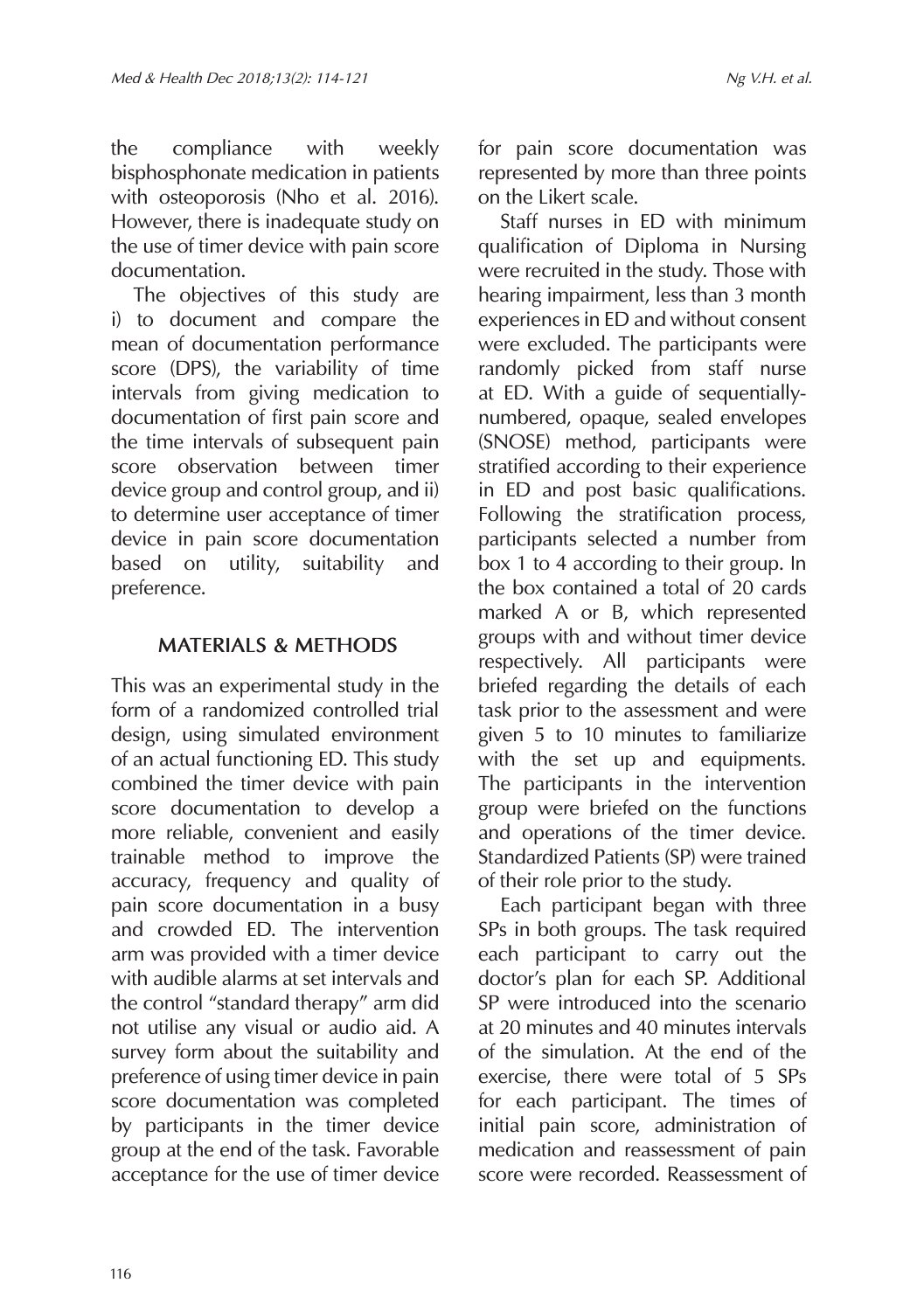the compliance with weekly bisphosphonate medication in patients with osteoporosis (Nho et al. 2016). However, there is inadequate study on the use of timer device with pain score documentation.

The objectives of this study are i) to document and compare the mean of documentation performance score (DPS), the variability of time intervals from giving medication to documentation of first pain score and the time intervals of subsequent pain score observation between timer device group and control group, and ii) to determine user acceptance of timer device in pain score documentation based on utility, suitability and preference.

## MATERIALS & METHODS

This was an experimental study in the form of a randomized controlled trial design, using simulated environment of an actual functioning ED. This study combined the timer device with pain score documentation to develop a more reliable, convenient and easily trainable method to improve the accuracy, frequency and quality of pain score documentation in a busy and crowded ED. The intervention arm was provided with a timer device with audible alarms at set intervals and the control "standard therapy" arm did not utilise any visual or audio aid. A survey form about the suitability and preference of using timer device in pain score documentation was completed by participants in the timer device group at the end of the task. Favorable acceptance for the use of timer device for pain score documentation was represented by more than three points on the Likert scale.

Staff nurses in ED with minimum qualification of Diploma in Nursing were recruited in the study. Those with hearing impairment, less than 3 month experiences in ED and without consent were excluded. The participants were randomly picked from staff nurse at ED. With a guide of sequentially-numbered, opaque, sealed envelopes (SNOSE) method, participants were stratified according to their experience in ED and post basic qualifications. Following the stratification process, participants selected a number from box 1 to 4 according to their group. In the box contained a total of 20 cards marked A or B, which represented groups with and without timer device respectively. All participants were briefed regarding the details of each task prior to the assessment and were given 5 to 10 minutes to familiarize with the set up and equipments. The participants in the intervention group were briefed on the functions and operations of the timer device. Standardized Patients (SP) were trained of their role prior to the study.

Each participant began with three SPs in both groups. The task required each participant to carry out the doctor's plan for each SP. Additional SP were introduced into the scenario at 20 minutes and 40 minutes intervals of the simulation. At the end of the exercise, there were total of 5 SPs for each participant. The times of initial pain score, administration of medication and reassessment of pain score were recorded. Reassessment of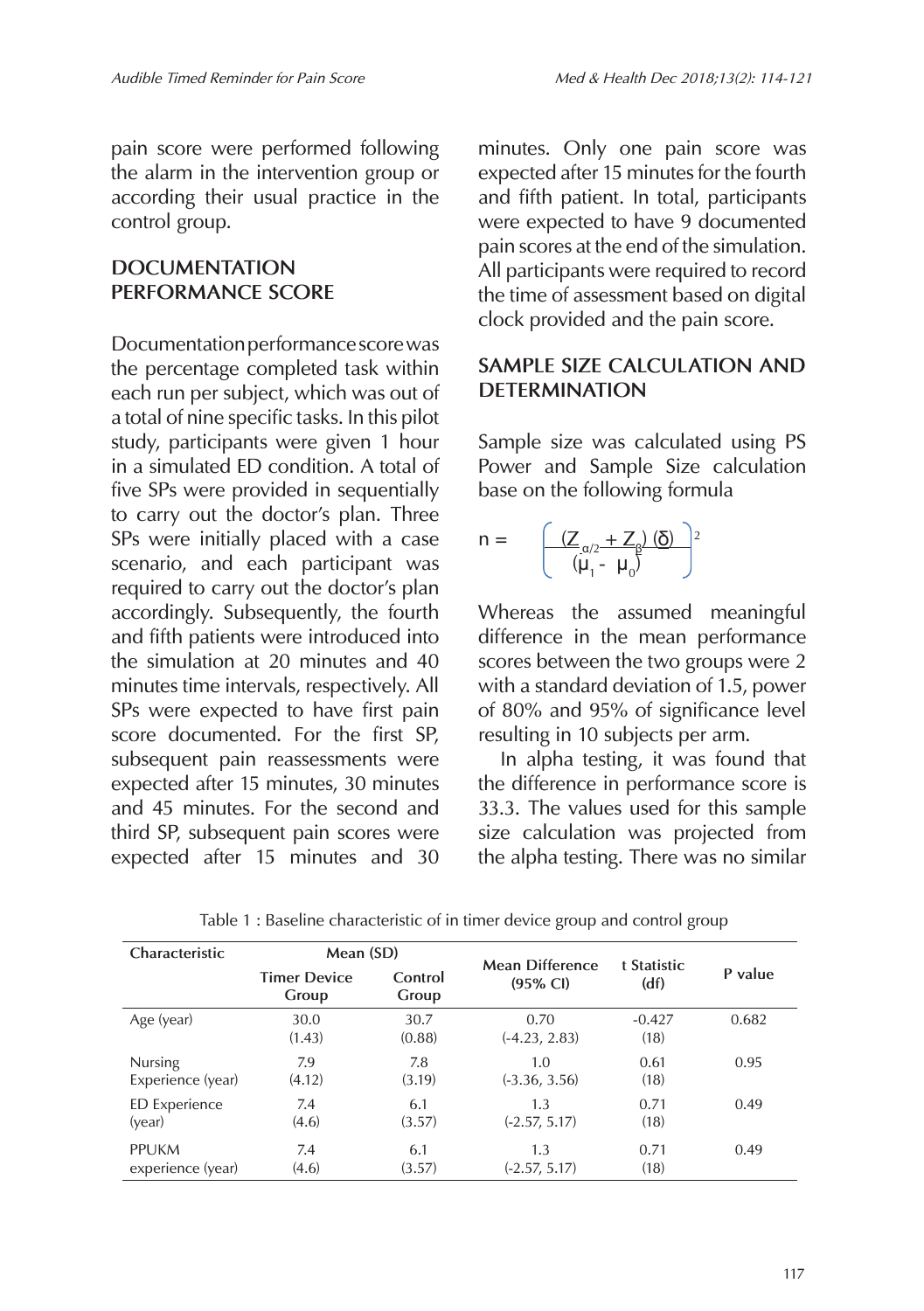pain score were performed following the alarm in the intervention group or according their usual practice in the control group.

## DOCUMENTATION PERFORMANCE SCORE

Documentation performance score was the percentage completed task within each run per subject, which was out of a total of nine specific tasks. In this pilot study, participants were given 1 hour in a simulated ED condition. A total of five SPs were provided in sequentially to carry out the doctor's plan. Three SPs were initially placed with a case scenario, and each participant was required to carry out the doctor's plan accordingly. Subsequently, the fourth and fifth patients were introduced into the simulation at 20 minutes and 40 minutes time intervals, respectively. All SPs were expected to have first pain score documented. For the first SP, subsequent pain reassessments were expected after 15 minutes, 30 minutes and 45 minutes. For the second and third SP, subsequent pain scores were expected after 15 minutes and 30 minutes. Only one pain score was expected after 15 minutes for the fourth and fifth patient. In total, participants were expected to have 9 documented pain scores at the end of the simulation. All participants were required to record the time of assessment based on digital clock provided and the pain score.

## SAMPLE SIZE CALCULATION AND DETERMINATION

Sample size was calculated using PS Power and Sample Size calculation base on the following formula

$$n = \left( \frac{(Z_{\alpha/2} + Z_{\beta})(\delta)}{(\mu_1 - \mu_0)} \right)^2$$

Whereas the assumed meaningful difference in the mean performance scores between the two groups were 2 with a standard deviation of 1.5, power of 80% and 95% of significance level resulting in 10 subjects per arm.

In alpha testing, it was found that the difference in performance score is 33.3. The values used for this sample size calculation was projected from the alpha testing. There was no similar

Table 1 : Baseline characteristic of in timer device group and control group

| Characteristic | Mean (SD) | | Mean Difference (95% CI) | t Statistic (df) | P value |
|---|---|---|---|---|---|
| | Timer Device Group | Control Group | | | |
| Age (year) | 30.0 (1.43) | 30.7 (0.88) | 0.70 (-4.23, 2.83) | -0.427 (18) | 0.682 |
| Nursing Experience (year) | 7.9 (4.12) | 7.8 (3.19) | 1.0 (-3.36, 3.56) | 0.61 (18) | 0.95 |
| ED Experience (year) | 7.4 (4.6) | 6.1 (3.57) | 1.3 (-2.57, 5.17) | 0.71 (18) | 0.49 |
| PPUKM experience (year) | 7.4 (4.6) | 6.1 (3.57) | 1.3 (-2.57, 5.17) | 0.71 (18) | 0.49 |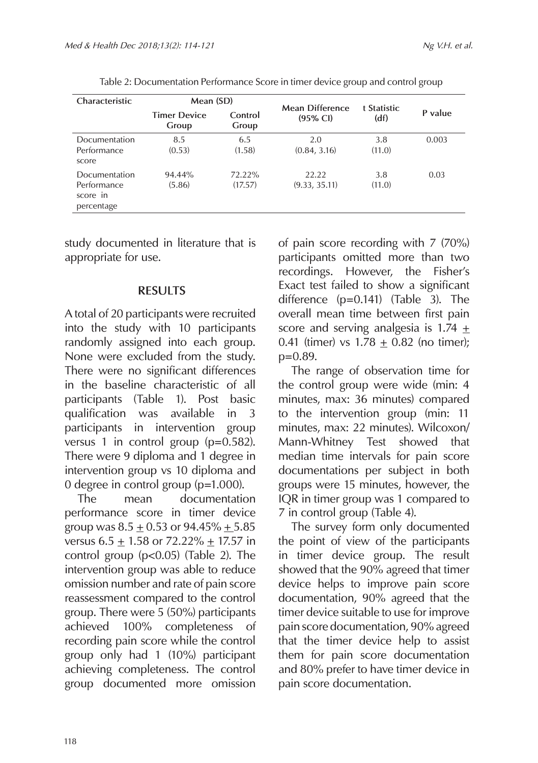Table 2: Documentation Performance Score in timer device group and control group

| Characteristic | Mean (SD) | | Mean Difference (95% CI) | t Statistic (df) | P value |
|---|---|---|---|---|---|
| | Timer Device Group | Control Group | | | |
| Documentation Performance score | 8.5 (0.53) | 6.5 (1.58) | 2.0 (0.84, 3.16) | 3.8 (11.0) | 0.003 |
| Documentation Performance score in percentage | 94.44% (5.86) | 72.22% (17.57) | 22.22 (9.33, 35.11) | 3.8 (11.0) | 0.03 |

study documented in literature that is appropriate for use.

## RESULTS

A total of 20 participants were recruited into the study with 10 participants randomly assigned into each group. None were excluded from the study. There were no significant differences in the baseline characteristic of all participants (Table 1). Post basic qualification was available in 3 participants in intervention group versus 1 in control group (p=0.582). There were 9 diploma and 1 degree in intervention group vs 10 diploma and 0 degree in control group (p=1.000).

The mean documentation performance score in timer device group was $8.5 \pm 0.53$ or $94.45\% \pm 5.85$ versus $6.5 \pm 1.58$ or $72.22\% \pm 17.57$ in control group ($p<0.05$) (Table 2). The intervention group was able to reduce omission number and rate of pain score reassessment compared to the control group. There were 5 (50%) participants achieved 100% completeness of recording pain score while the control group only had 1 (10%) participant achieving completeness. The control group documented more omission of pain score recording with 7 (70%) participants omitted more than two recordings. However, the Fisher's Exact test failed to show a significant difference (p=0.141) (Table 3). The overall mean time between first pain score and serving analgesia is $1.74 \pm 0.41$ (timer) vs $1.78 \pm 0.82$ (no timer); p=0.89.

The range of observation time for the control group were wide (min: 4 minutes, max: 36 minutes) compared to the intervention group (min: 11 minutes, max: 22 minutes). Wilcoxon/ Mann-Whitney Test showed that median time intervals for pain score documentations per subject in both groups were 15 minutes, however, the IQR in timer group was 1 compared to 7 in control group (Table 4).

The survey form only documented the point of view of the participants in timer device group. The result showed that the 90% agreed that timer device helps to improve pain score documentation, 90% agreed that the timer device suitable to use for improve pain score documentation, 90% agreed that the timer device help to assist them for pain score documentation and 80% prefer to have timer device in pain score documentation.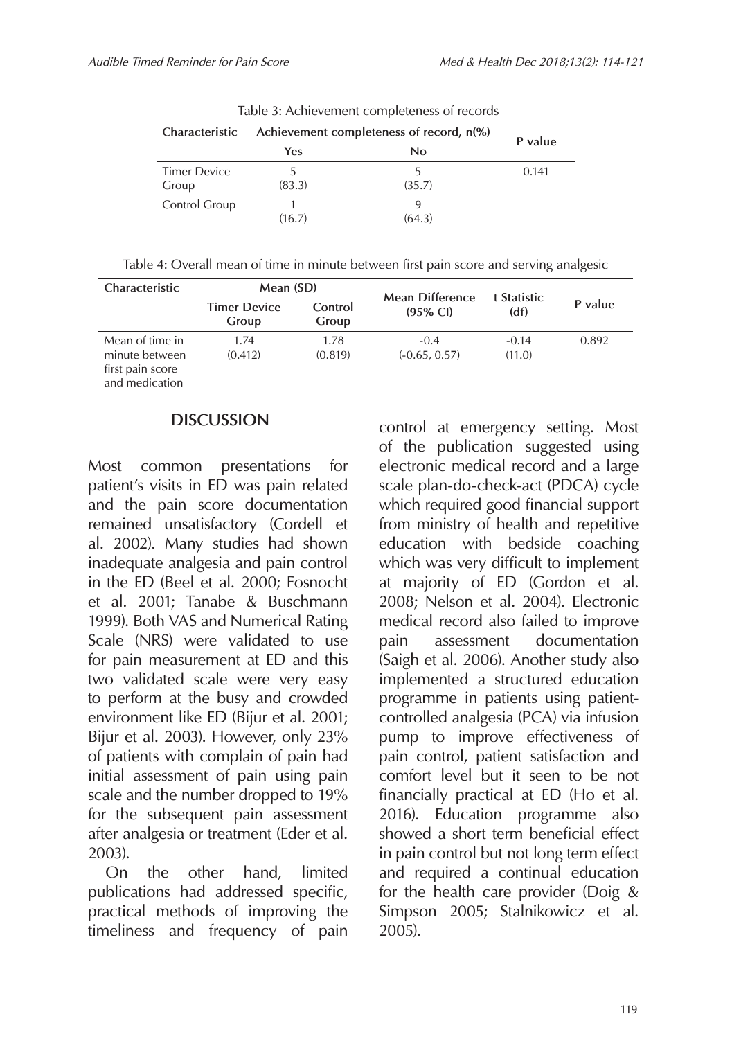Table 3: Achievement completeness of records

| Characteristic | Achievement completeness of record, n(%) | | P value |
|---|---|---|---|
| | Yes | No | |
| Timer Device Group | 5 (83.3) | 5 (35.7) | 0.141 |
| Control Group | 1 (16.7) | 9 (64.3) | |

Table 4: Overall mean of time in minute between first pain score and serving analgesic

| Characteristic | Mean (SD) | | Mean Difference (95% CI) | t Statistic (df) | P value |
|---|---|---|---|---|---|
| | Timer Device Group | Control Group | | | |
| Mean of time in minute between first pain score and medication | 1.74 (0.412) | 1.78 (0.819) | -0.4 (-0.65, 0.57) | -0.14 (11.0) | 0.892 |

## DISCUSSION

Most common presentations for patient's visits in ED was pain related and the pain score documentation remained unsatisfactory (Cordell et al. 2002). Many studies had shown inadequate analgesia and pain control in the ED (Beel et al. 2000; Fosnocht et al. 2001; Tanabe & Buschmann 1999). Both VAS and Numerical Rating Scale (NRS) were validated to use for pain measurement at ED and this two validated scale were very easy to perform at the busy and crowded environment like ED (Bijur et al. 2001; Bijur et al. 2003). However, only 23% of patients with complain of pain had initial assessment of pain using pain scale and the number dropped to 19% for the subsequent pain assessment after analgesia or treatment (Eder et al. 2003).

On the other hand, limited publications had addressed specific, practical methods of improving the timeliness and frequency of pain control at emergency setting. Most of the publication suggested using electronic medical record and a large scale plan-do-check-act (PDCA) cycle which required good financial support from ministry of health and repetitive education with bedside coaching which was very difficult to implement at majority of ED (Gordon et al. 2008; Nelson et al. 2004). Electronic medical record also failed to improve pain assessment documentation (Saigh et al. 2006). Another study also implemented a structured education programme in patients using patient-controlled analgesia (PCA) via infusion pump to improve effectiveness of pain control, patient satisfaction and comfort level but it seen to be not financially practical at ED (Ho et al. 2016). Education programme also showed a short term beneficial effect in pain control but not long term effect and required a continual education for the health care provider (Doig & Simpson 2005; Stalnikowicz et al. 2005).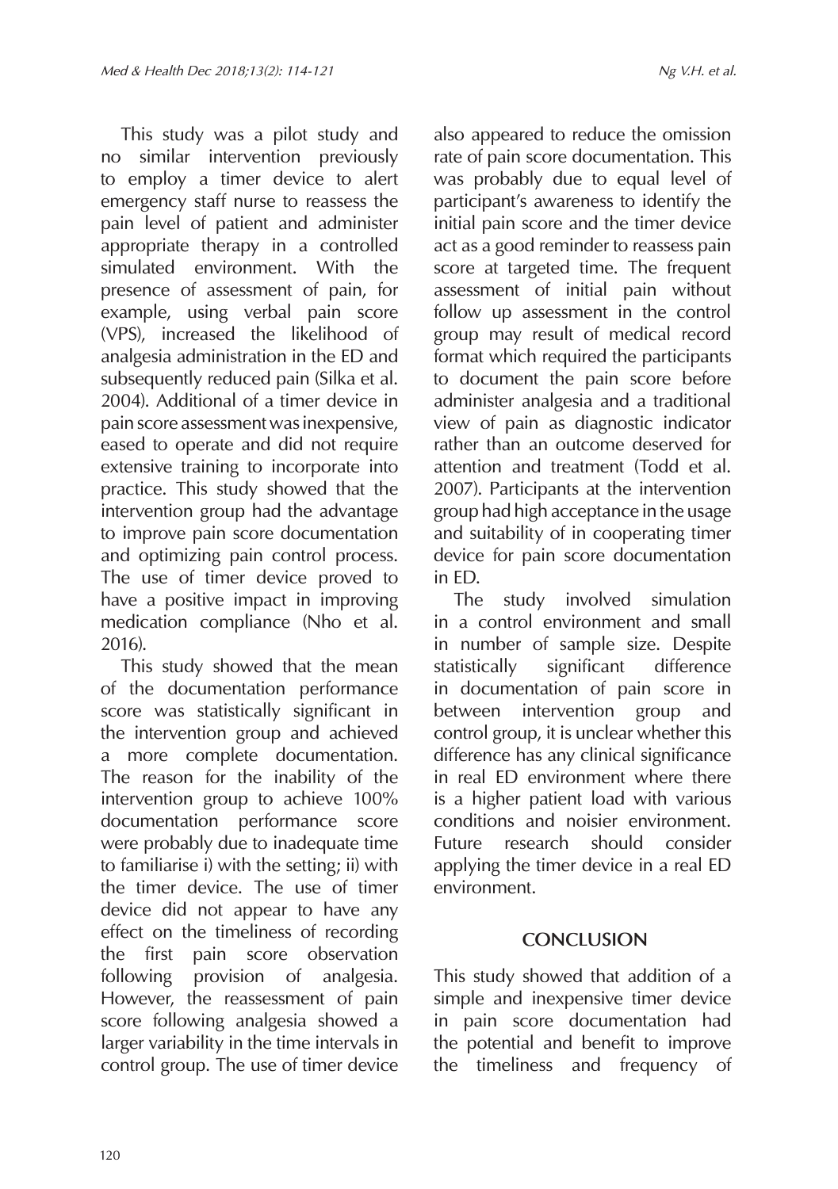This study was a pilot study and no similar intervention previously to employ a timer device to alert emergency staff nurse to reassess the pain level of patient and administer appropriate therapy in a controlled simulated environment. With the presence of assessment of pain, for example, using verbal pain score (VPS), increased the likelihood of analgesia administration in the ED and subsequently reduced pain (Silka et al. 2004). Additional of a timer device in pain score assessment was inexpensive, eased to operate and did not require extensive training to incorporate into practice. This study showed that the intervention group had the advantage to improve pain score documentation and optimizing pain control process. The use of timer device proved to have a positive impact in improving medication compliance (Nho et al. 2016).

This study showed that the mean of the documentation performance score was statistically significant in the intervention group and achieved a more complete documentation. The reason for the inability of the intervention group to achieve 100% documentation performance score were probably due to inadequate time to familiarise i) with the setting; ii) with the timer device. The use of timer device did not appear to have any effect on the timeliness of recording the first pain score observation following provision of analgesia. However, the reassessment of pain score following analgesia showed a larger variability in the time intervals in control group. The use of timer device also appeared to reduce the omission rate of pain score documentation. This was probably due to equal level of participant's awareness to identify the initial pain score and the timer device act as a good reminder to reassess pain score at targeted time. The frequent assessment of initial pain without follow up assessment in the control group may result of medical record format which required the participants to document the pain score before administer analgesia and a traditional view of pain as diagnostic indicator rather than an outcome deserved for attention and treatment (Todd et al. 2007). Participants at the intervention group had high acceptance in the usage and suitability of in cooperating timer device for pain score documentation in ED.

The study involved simulation in a control environment and small in number of sample size. Despite statistically significant difference in documentation of pain score in between intervention group and control group, it is unclear whether this difference has any clinical significance in real ED environment where there is a higher patient load with various conditions and noisier environment. Future research should consider applying the timer device in a real ED environment.

## CONCLUSION

This study showed that addition of a simple and inexpensive timer device in pain score documentation had the potential and benefit to improve the timeliness and frequency of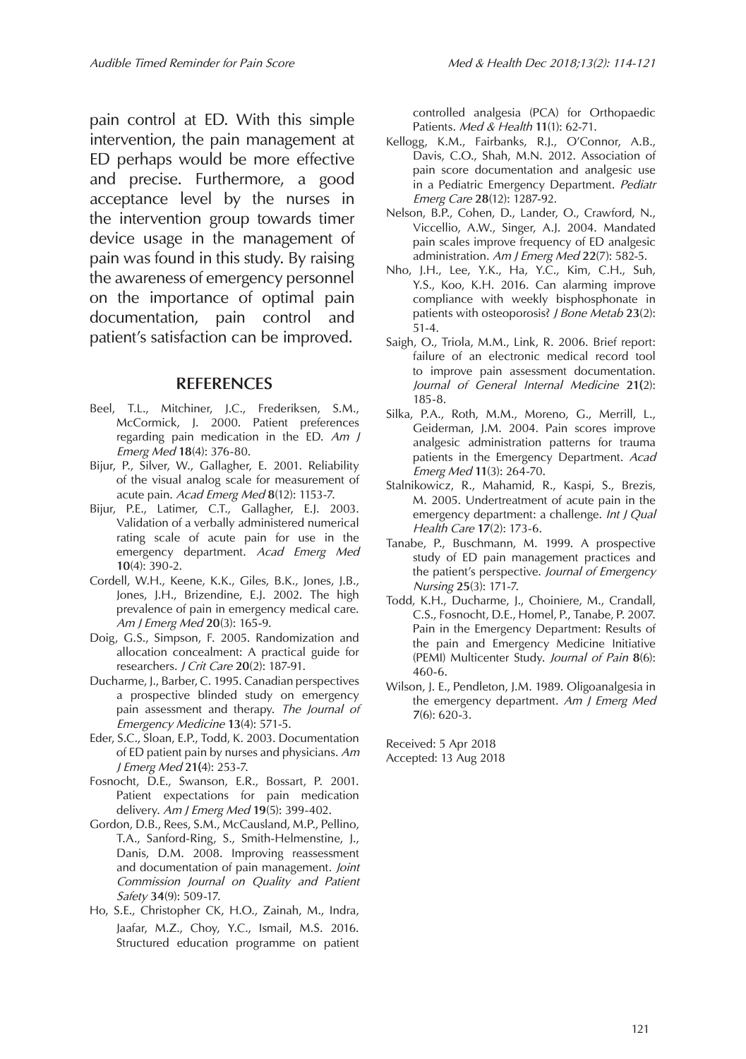pain control at ED. With this simple intervention, the pain management at ED perhaps would be more effective and precise. Furthermore, a good acceptance level by the nurses in the intervention group towards timer device usage in the management of pain was found in this study. By raising the awareness of emergency personnel on the importance of optimal pain documentation, pain control and patient's satisfaction can be improved.

## REFERENCES

Beel, T.L., Mitchiner, J.C., Frederiksen, S.M., McCormick, J. 2000. Patient preferences regarding pain medication in the ED. *Am J Emerg Med* **18**(4): 376-80.

Bijur, P., Silver, W., Gallagher, E. 2001. Reliability of the visual analog scale for measurement of acute pain. *Acad Emerg Med* **8**(12): 1153-7.

Bijur, P.E., Latimer, C.T., Gallagher, E.J. 2003. Validation of a verbally administered numerical rating scale of acute pain for use in the emergency department. *Acad Emerg Med* **10**(4): 390-2.

Cordell, W.H., Keene, K.K., Giles, B.K., Jones, J.B., Jones, J.H., Brizendine, E.J. 2002. The high prevalence of pain in emergency medical care. *Am J Emerg Med* **20**(3): 165-9.

Doig, G.S., Simpson, F. 2005. Randomization and allocation concealment: A practical guide for researchers. *J Crit Care* **20**(2): 187-91.

Ducharme, J., Barber, C. 1995. Canadian perspectives a prospective blinded study on emergency pain assessment and therapy. *The Journal of Emergency Medicine* **13**(4): 571-5.

Eder, S.C., Sloan, E.P., Todd, K. 2003. Documentation of ED patient pain by nurses and physicians. *Am J Emerg Med* **21(**4): 253-7.

Fosnocht, D.E., Swanson, E.R., Bossart, P. 2001. Patient expectations for pain medication delivery. *Am J Emerg Med* **19**(5): 399-402.

Gordon, D.B., Rees, S.M., McCausland, M.P., Pellino, T.A., Sanford-Ring, S., Smith-Helmenstine, J., Danis, D.M. 2008. Improving reassessment and documentation of pain management. *Joint Commission Journal on Quality and Patient Safety* **34**(9): 509-17.

Ho, S.E., Christopher CK, H.O., Zainah, M., Indra, Jaafar, M.Z., Choy, Y.C., Ismail, M.S. 2016. Structured education programme on patient controlled analgesia (PCA) for Orthopaedic Patients. *Med & Health* **11**(1): 62-71.

Kellogg, K.M., Fairbanks, R.J., O'Connor, A.B., Davis, C.O., Shah, M.N. 2012. Association of pain score documentation and analgesic use in a Pediatric Emergency Department. *Pediatr Emerg Care* **28**(12): 1287-92.

Nelson, B.P., Cohen, D., Lander, O., Crawford, N., Viccellio, A.W., Singer, A.J. 2004. Mandated pain scales improve frequency of ED analgesic administration. *Am J Emerg Med* **22**(7): 582-5.

Nho, J.H., Lee, Y.K., Ha, Y.C., Kim, C.H., Suh, Y.S., Koo, K.H. 2016. Can alarming improve compliance with weekly bisphosphonate in patients with osteoporosis? *J Bone Metab* **23**(2): 51-4.

Saigh, O., Triola, M.M., Link, R. 2006. Brief report: failure of an electronic medical record tool to improve pain assessment documentation. *Journal of General Internal Medicine* **21(**2): 185-8.

Silka, P.A., Roth, M.M., Moreno, G., Merrill, L., Geiderman, J.M. 2004. Pain scores improve analgesic administration patterns for trauma patients in the Emergency Department. *Acad Emerg Med* **11**(3): 264-70.

Stalnikowicz, R., Mahamid, R., Kaspi, S., Brezis, M. 2005. Undertreatment of acute pain in the emergency department: a challenge. *Int J Qual Health Care* **17**(2): 173-6.

Tanabe, P., Buschmann, M. 1999. A prospective study of ED pain management practices and the patient's perspective. *Journal of Emergency Nursing* **25**(3): 171-7.

Todd, K.H., Ducharme, J., Choiniere, M., Crandall, C.S., Fosnocht, D.E., Homel, P., Tanabe, P. 2007. Pain in the Emergency Department: Results of the pain and Emergency Medicine Initiative (PEMI) Multicenter Study. *Journal of Pain* **8**(6): 460-6.

Wilson, J. E., Pendleton, J.M. 1989. Oligoanalgesia in the emergency department. *Am J Emerg Med* **7**(6): 620-3.

Received: 5 Apr 2018
Accepted: 13 Aug 2018